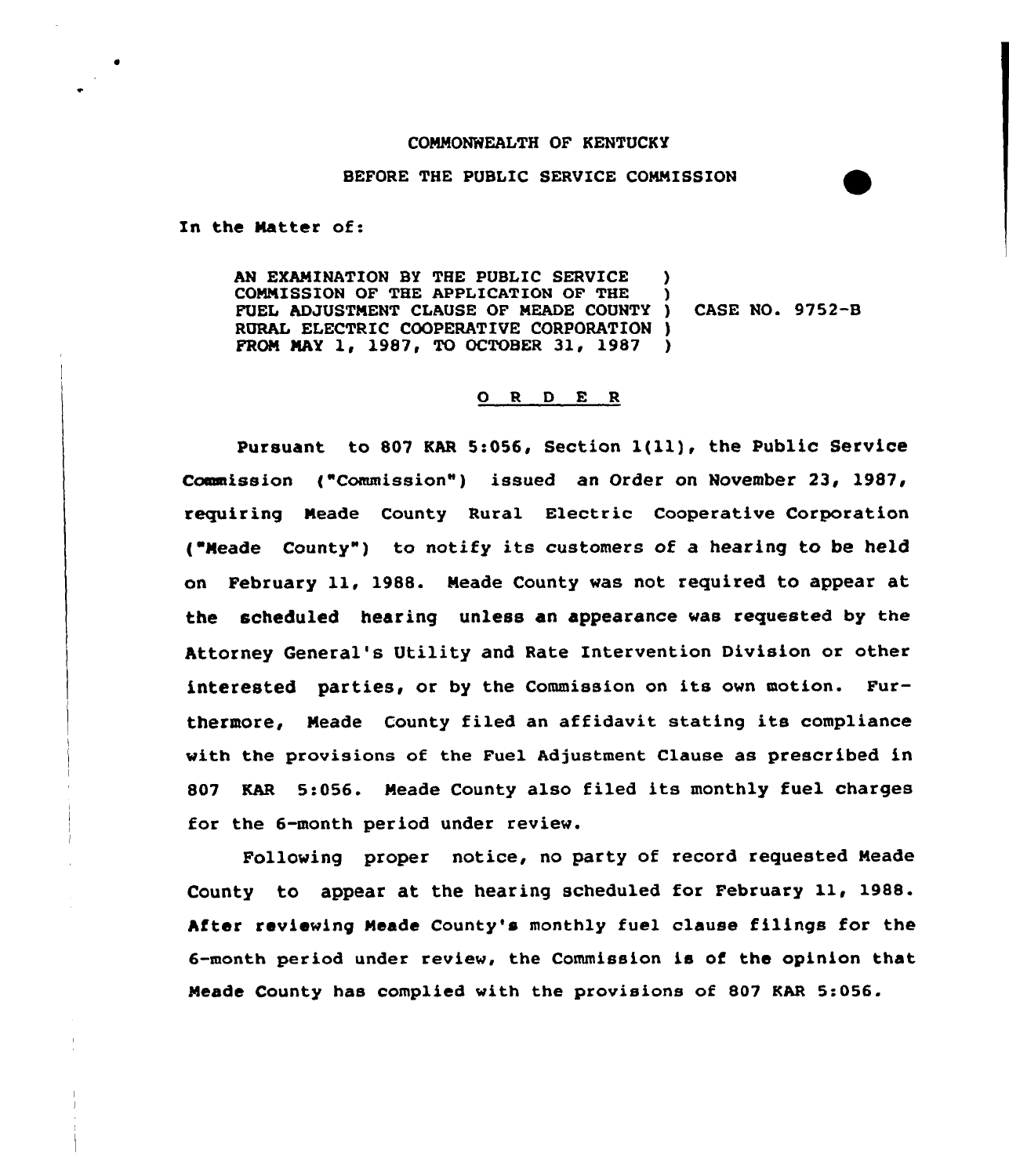COMMONWEALTH OF KENTUCKY

BEFORE THE PUBLIC SERVICE COMMISSION

In the Matter of:

AN EXAMINATION BY THE PUBLIC SERVICE COMMISSION OF THE APPLICATION OF THE FUEL ADJUSTMENT CLAUSE OF MEADE COUNTY RURAL ELECTRIC COOPERATIVE CORPORATION FROM MAY 1, 1987, TO OCTOBER 31, 1987 ) CASE NO. 9752-B

O R D E R

Pursuant to 807 KAR 5:056, Section 1(11), the Public Service Commission ("Commission") issued an Order on November 23, 1987, requiring Meade County Rural Electric Cooperative Corporation ("Meade County") to notify its customers of a hearing to be held on February 11, 1988. Meade County was not required to appear at the scheduled hearing unless an appearance was requested by the Attorney General's Utility and Rate Intervention Division or other interested parties, or by the Commission on its own motion. Furthermore, Meade County filed an affidavit stating its compliance with the provisions of the Fuel Adjustment Clause as prescribed in 807 KAR 5:056. Meade County also filed its monthly fuel charges for the 6-month period under review.

Following proper notice, no party of record requested Meade County to appear at the hearing scheduled for February 11, 1988. After reviewing Meade County's monthly fuel clause filings for the 6-month period under review, the Commission is of the opinion that Meade County has complied with the provisions of 807 KAR 5:056.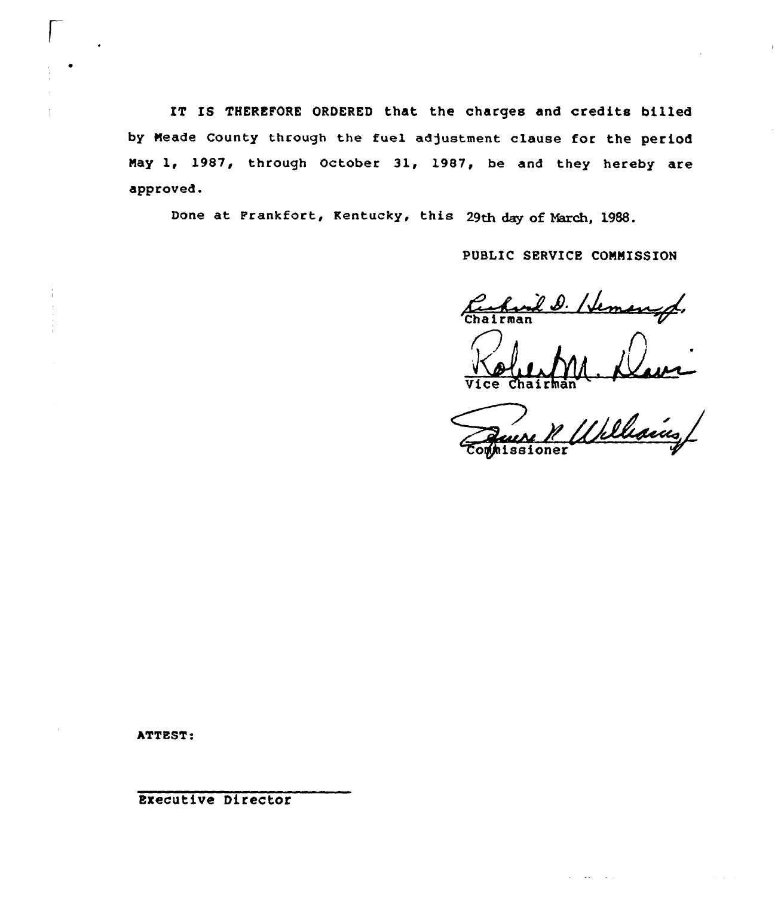IT IS THEREFORE ORDERED that the charges and credits billed by Meade County through the fuel adjustment clause for the period May 1, 1987, through October 31, 1987, be and they hereby are approved.

Done at Frankfort, Kentucky, this 29th day of March, 1988.

PUBLIC SERVICE COMMISSION

Chairman

Vice Chairman

Commissioner

ATTEST:

Executive Director